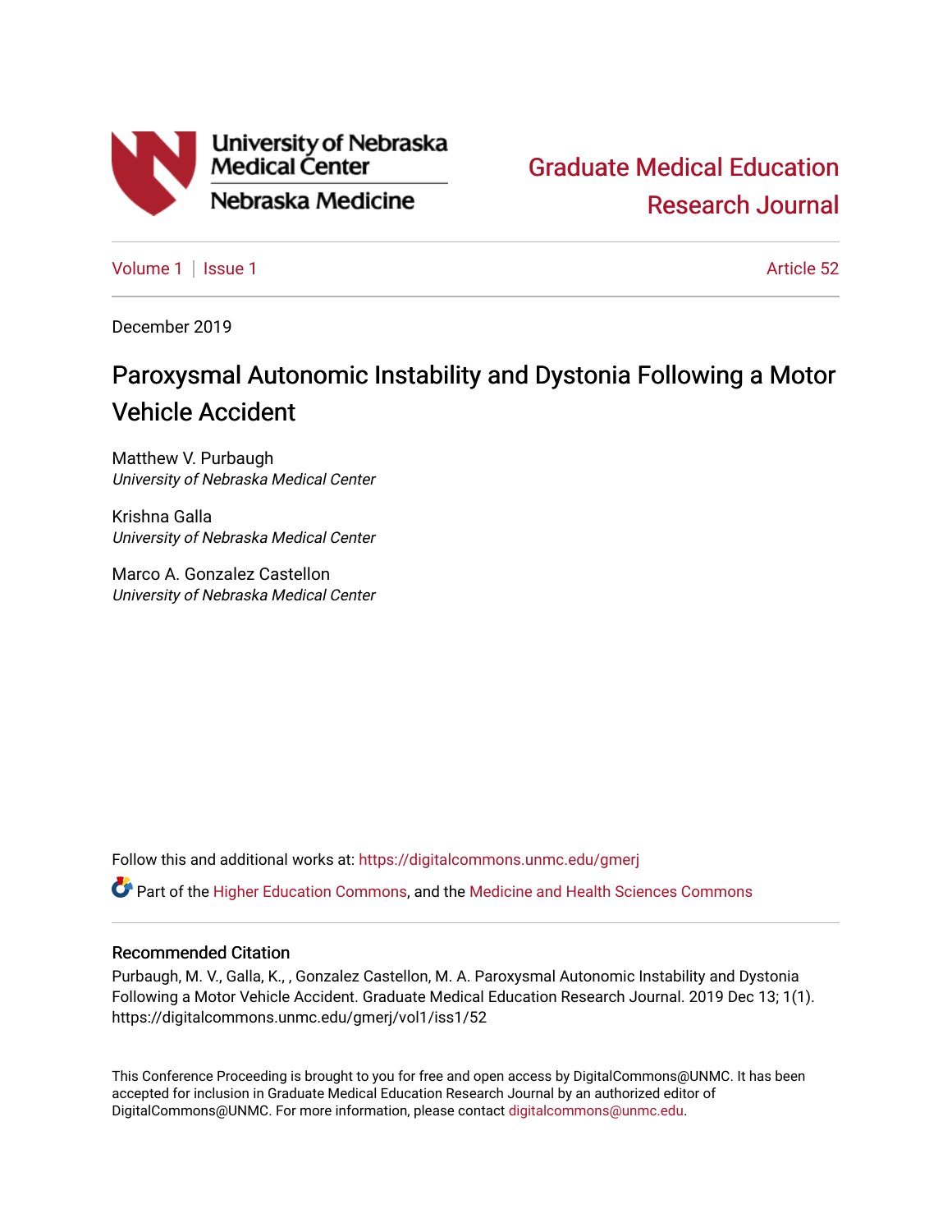University of Nebraska Medical Center

Nebraska Medicine

Graduate Medical Education Research Journal

Volume 1 | Issue 1 Article 52

December 2019

# Paroxysmal Autonomic Instability and Dystonia Following a Motor Vehicle Accident

Matthew V. Purbaugh
*University of Nebraska Medical Center*

Krishna Galla
*University of Nebraska Medical Center*

Marco A. Gonzalez Castellon
*University of Nebraska Medical Center*

Follow this and additional works at: https://digitalcommons.unmc.edu/gmerj

Part of the Higher Education Commons, and the Medicine and Health Sciences Commons

## Recommended Citation

Purbaugh, M. V., Galla, K., , Gonzalez Castellon, M. A. Paroxysmal Autonomic Instability and Dystonia Following a Motor Vehicle Accident. Graduate Medical Education Research Journal. 2019 Dec 13; 1(1). https://digitalcommons.unmc.edu/gmerj/vol1/iss1/52

This Conference Proceeding is brought to you for free and open access by DigitalCommons@UNMC. It has been accepted for inclusion in Graduate Medical Education Research Journal by an authorized editor of DigitalCommons@UNMC. For more information, please contact digitalcommons@unmc.edu.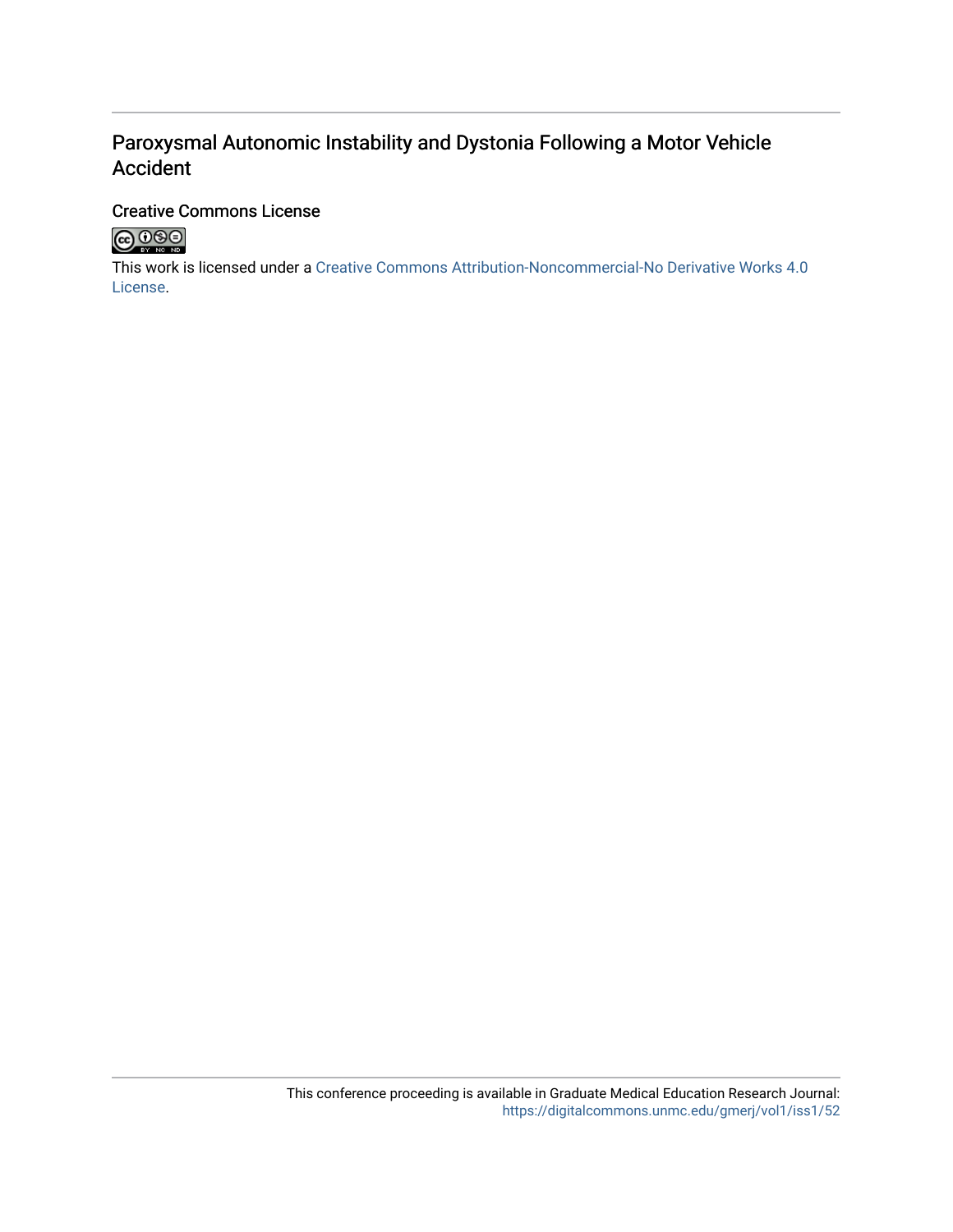# Paroxysmal Autonomic Instability and Dystonia Following a Motor Vehicle Accident

## Creative Commons License

This work is licensed under a Creative Commons Attribution-Noncommercial-No Derivative Works 4.0 License.

This conference proceeding is available in Graduate Medical Education Research Journal: https://digitalcommons.unmc.edu/gmerj/vol1/iss1/52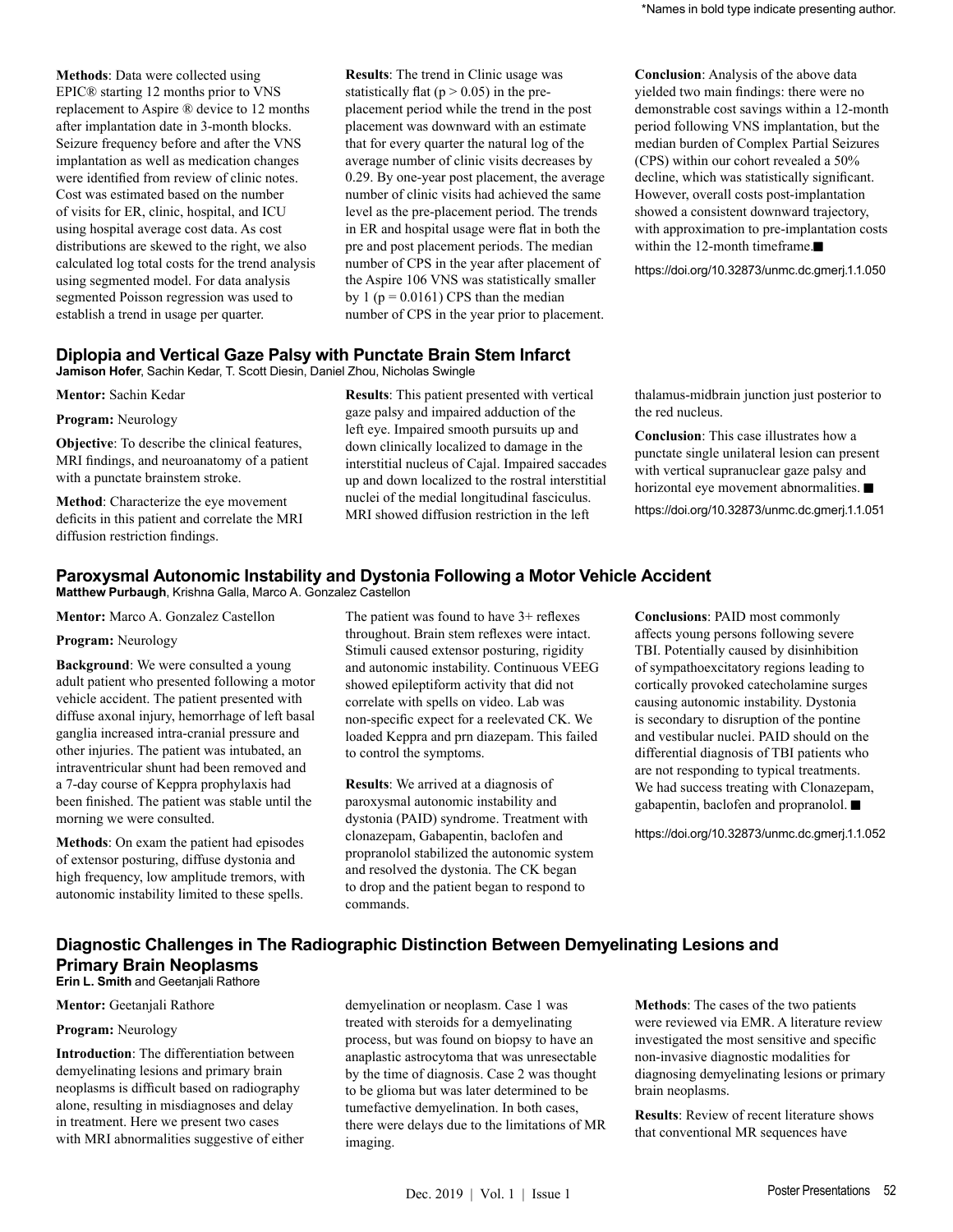**Methods**: Data were collected using EPIC® starting 12 months prior to VNS replacement to Aspire ® device to 12 months after implantation date in 3-month blocks. Seizure frequency before and after the VNS implantation as well as medication changes were identified from review of clinic notes. Cost was estimated based on the number of visits for ER, clinic, hospital, and ICU using hospital average cost data. As cost distributions are skewed to the right, we also calculated log total costs for the trend analysis using segmented model. For data analysis segmented Poisson regression was used to establish a trend in usage per quarter.

**Results**: The trend in Clinic usage was statistically flat ($p > 0.05$) in the pre-placement period while the trend in the post placement was downward with an estimate that for every quarter the natural log of the average number of clinic visits decreases by 0.29. By one-year post placement, the average number of clinic visits had achieved the same level as the pre-placement period. The trends in ER and hospital usage were flat in both the pre and post placement periods. The median number of CPS in the year after placement of the Aspire 106 VNS was statistically smaller by 1 ($p = 0.0161$) CPS than the median number of CPS in the year prior to placement.

**Conclusion**: Analysis of the above data yielded two main findings: there were no demonstrable cost savings within a 12-month period following VNS implantation, but the median burden of Complex Partial Seizures (CPS) within our cohort revealed a 50% decline, which was statistically significant. However, overall costs post-implantation showed a consistent downward trajectory, with approximation to pre-implantation costs within the 12-month timeframe.■

https://doi.org/10.32873/unmc.dc.gmerj.1.1.050

## Diplopia and Vertical Gaze Palsy with Punctate Brain Stem Infarct

**Jamison Hofer**, Sachin Kedar, T. Scott Diesin, Daniel Zhou, Nicholas Swingle

**Mentor:** Sachin Kedar

**Program:** Neurology

**Objective**: To describe the clinical features, MRI findings, and neuroanatomy of a patient with a punctate brainstem stroke.

**Method**: Characterize the eye movement deficits in this patient and correlate the MRI diffusion restriction findings.

**Results**: This patient presented with vertical gaze palsy and impaired adduction of the left eye. Impaired smooth pursuits up and down clinically localized to damage in the interstitial nucleus of Cajal. Impaired saccades up and down localized to the rostral interstitial nuclei of the medial longitudinal fasciculus. MRI showed diffusion restriction in the left thalamus-midbrain junction just posterior to the red nucleus.

**Conclusion**: This case illustrates how a punctate single unilateral lesion can present with vertical supranuclear gaze palsy and horizontal eye movement abnormalities. ■

https://doi.org/10.32873/unmc.dc.gmerj.1.1.051

## Paroxysmal Autonomic Instability and Dystonia Following a Motor Vehicle Accident

**Matthew Purbaugh**, Krishna Galla, Marco A. Gonzalez Castellon

**Mentor:** Marco A. Gonzalez Castellon

**Program:** Neurology

**Background**: We were consulted a young adult patient who presented following a motor vehicle accident. The patient presented with diffuse axonal injury, hemorrhage of left basal ganglia increased intra-cranial pressure and other injuries. The patient was intubated, an intraventricular shunt had been removed and a 7-day course of Keppra prophylaxis had been finished. The patient was stable until the morning we were consulted.

**Methods**: On exam the patient had episodes of extensor posturing, diffuse dystonia and high frequency, low amplitude tremors, with autonomic instability limited to these spells. The patient was found to have 3+ reflexes throughout. Brain stem reflexes were intact. Stimuli caused extensor posturing, rigidity and autonomic instability. Continuous VEEG showed epileptiform activity that did not correlate with spells on video. Lab was non-specific expect for a reelevated CK. We loaded Keppra and prn diazepam. This failed to control the symptoms.

**Results**: We arrived at a diagnosis of paroxysmal autonomic instability and dystonia (PAID) syndrome. Treatment with clonazepam, Gabapentin, baclofen and propranolol stabilized the autonomic system and resolved the dystonia. The CK began to drop and the patient began to respond to commands.

**Conclusions**: PAID most commonly affects young persons following severe TBI. Potentially caused by disinhibition of sympathoexcitatory regions leading to cortically provoked catecholamine surges causing autonomic instability. Dystonia is secondary to disruption of the pontine and vestibular nuclei. PAID should on the differential diagnosis of TBI patients who are not responding to typical treatments. We had success treating with Clonazepam, gabapentin, baclofen and propranolol. ■

https://doi.org/10.32873/unmc.dc.gmerj.1.1.052

## Diagnostic Challenges in The Radiographic Distinction Between Demyelinating Lesions and Primary Brain Neoplasms

**Erin L. Smith** and Geetanjali Rathore

**Mentor:** Geetanjali Rathore

**Program:** Neurology

**Introduction**: The differentiation between demyelinating lesions and primary brain neoplasms is difficult based on radiography alone, resulting in misdiagnoses and delay in treatment. Here we present two cases with MRI abnormalities suggestive of either demyelination or neoplasm. Case 1 was treated with steroids for a demyelinating process, but was found on biopsy to have an anaplastic astrocytoma that was unresectable by the time of diagnosis. Case 2 was thought to be glioma but was later determined to be tumefactive demyelination. In both cases, there were delays due to the limitations of MR imaging.

**Methods**: The cases of the two patients were reviewed via EMR. A literature review investigated the most sensitive and specific non-invasive diagnostic modalities for diagnosing demyelinating lesions or primary brain neoplasms.

**Results**: Review of recent literature shows that conventional MR sequences have